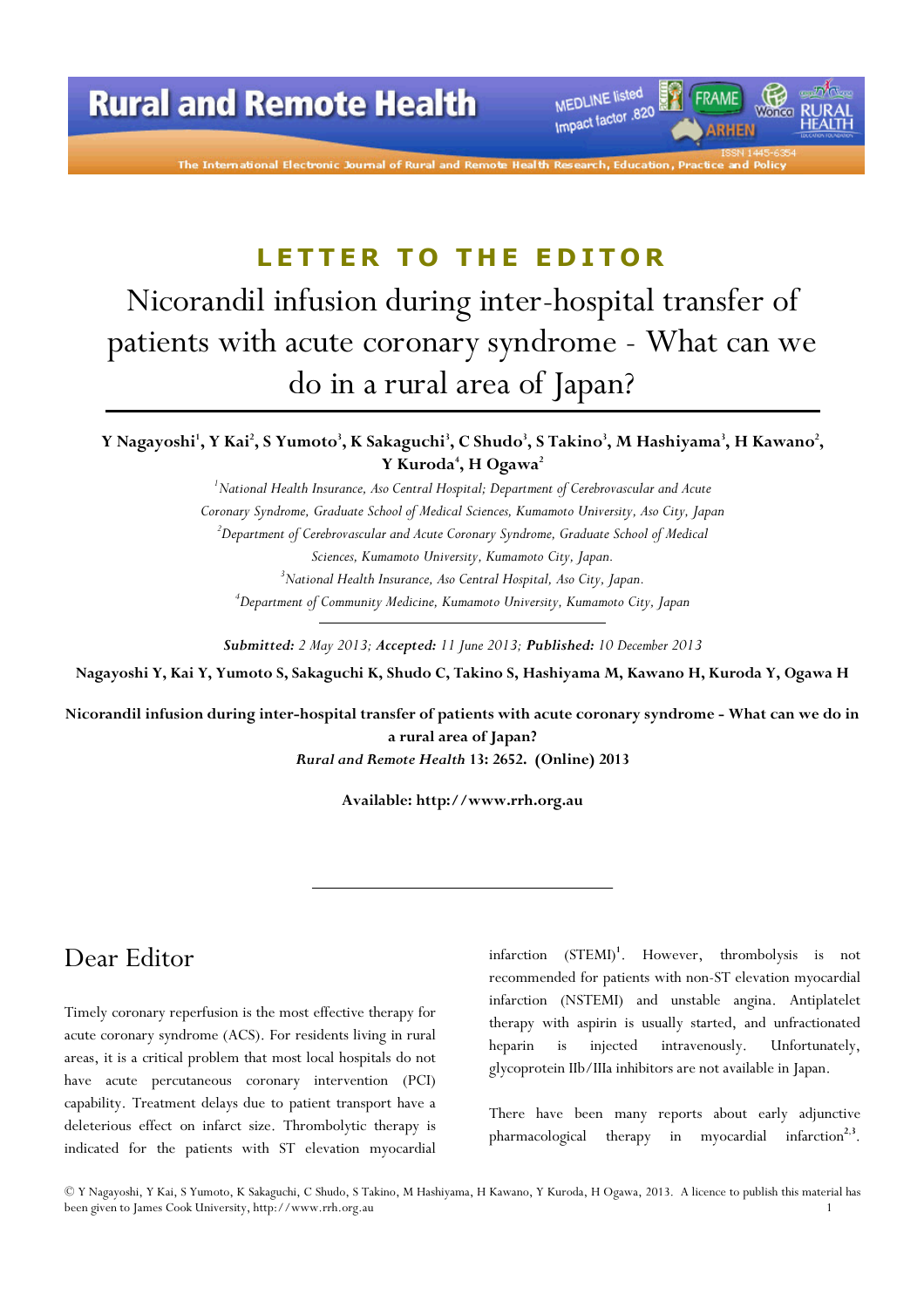## LETTER TO THE EDITOR

# Nicorandil infusion during inter-hospital transfer of patients with acute coronary syndrome - What can we do in a rural area of Japan?

**Y Nagayoshi[1], Y Kai[2], S Yumoto[3], K Sakaguchi[3], C Shudo[3], S Takino[3], M Hashiyama[3], H Kawano[2], Y Kuroda[4], H Ogawa[2]**

[1]*National Health Insurance, Aso Central Hospital; Department of Cerebrovascular and Acute Coronary Syndrome, Graduate School of Medical Sciences, Kumamoto University, Aso City, Japan*

[2]*Department of Cerebrovascular and Acute Coronary Syndrome, Graduate School of Medical Sciences, Kumamoto University, Kumamoto City, Japan.*

[3]*National Health Insurance, Aso Central Hospital, Aso City, Japan.*

[4]*Department of Community Medicine, Kumamoto University, Kumamoto City, Japan*

***Submitted:*** *2 May 2013;* ***Accepted:*** *11 June 2013;* ***Published:*** *10 December 2013*

**Nagayoshi Y, Kai Y, Yumoto S, Sakaguchi K, Shudo C, Takino S, Hashiyama M, Kawano H, Kuroda Y, Ogawa H**

**Nicorandil infusion during inter-hospital transfer of patients with acute coronary syndrome - What can we do in a rural area of Japan?**
***Rural and Remote Health*** **13: 2652. (Online) 2013**

**Available: http://www.rrh.org.au**

## Dear Editor

Timely coronary reperfusion is the most effective therapy for acute coronary syndrome (ACS). For residents living in rural areas, it is a critical problem that most local hospitals do not have acute percutaneous coronary intervention (PCI) capability. Treatment delays due to patient transport have a deleterious effect on infarct size. Thrombolytic therapy is indicated for the patients with ST elevation myocardial infarction (STEMI)[1]. However, thrombolysis is not recommended for patients with non-ST elevation myocardial infarction (NSTEMI) and unstable angina. Antiplatelet therapy with aspirin is usually started, and unfractionated heparin is injected intravenously. Unfortunately, glycoprotein IIb/IIIa inhibitors are not available in Japan.

There have been many reports about early adjunctive pharmacological therapy in myocardial infarction[2,3].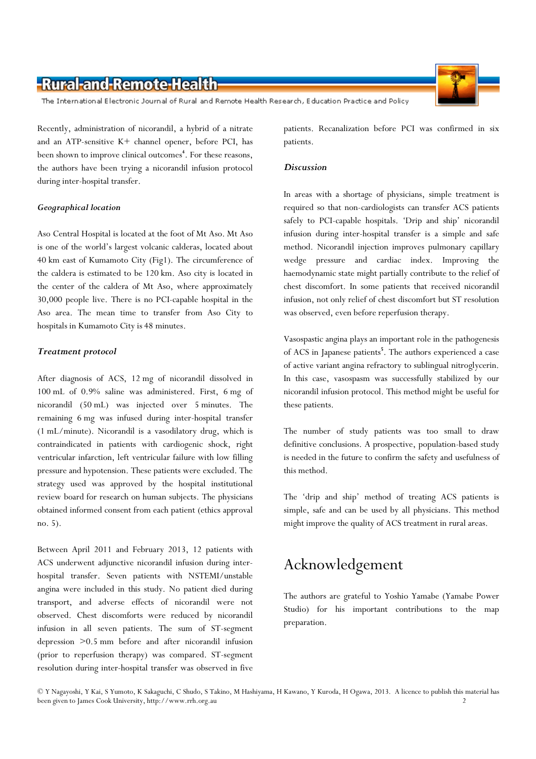Recently, administration of nicorandil, a hybrid of a nitrate and an ATP-sensitive K+ channel opener, before PCI, has been shown to improve clinical outcomes[4]. For these reasons, the authors have been trying a nicorandil infusion protocol during inter-hospital transfer.

### *Geographical location*

Aso Central Hospital is located at the foot of Mt Aso. Mt Aso is one of the world's largest volcanic calderas, located about 40 km east of Kumamoto City (Fig1). The circumference of the caldera is estimated to be 120 km. Aso city is located in the center of the caldera of Mt Aso, where approximately 30,000 people live. There is no PCI-capable hospital in the Aso area. The mean time to transfer from Aso City to hospitals in Kumamoto City is 48 minutes.

### *Treatment protocol*

After diagnosis of ACS, 12 mg of nicorandil dissolved in 100 mL of 0.9% saline was administered. First, 6 mg of nicorandil (50 mL) was injected over 5 minutes. The remaining 6 mg was infused during inter-hospital transfer (1 mL/minute). Nicorandil is a vasodilatory drug, which is contraindicated in patients with cardiogenic shock, right ventricular infarction, left ventricular failure with low filling pressure and hypotension. These patients were excluded. The strategy used was approved by the hospital institutional review board for research on human subjects. The physicians obtained informed consent from each patient (ethics approval no. 5).

Between April 2011 and February 2013, 12 patients with ACS underwent adjunctive nicorandil infusion during inter-hospital transfer. Seven patients with NSTEMI/unstable angina were included in this study. No patient died during transport, and adverse effects of nicorandil were not observed. Chest discomforts were reduced by nicorandil infusion in all seven patients. The sum of ST-segment depression >0.5 mm before and after nicorandil infusion (prior to reperfusion therapy) was compared. ST-segment resolution during inter-hospital transfer was observed in five patients. Recanalization before PCI was confirmed in six patients.

### *Discussion*

In areas with a shortage of physicians, simple treatment is required so that non-cardiologists can transfer ACS patients safely to PCI-capable hospitals. 'Drip and ship' nicorandil infusion during inter-hospital transfer is a simple and safe method. Nicorandil injection improves pulmonary capillary wedge pressure and cardiac index. Improving the haemodynamic state might partially contribute to the relief of chest discomfort. In some patients that received nicorandil infusion, not only relief of chest discomfort but ST resolution was observed, even before reperfusion therapy.

Vasospastic angina plays an important role in the pathogenesis of ACS in Japanese patients[5]. The authors experienced a case of active variant angina refractory to sublingual nitroglycerin. In this case, vasospasm was successfully stabilized by our nicorandil infusion protocol. This method might be useful for these patients.

The number of study patients was too small to draw definitive conclusions. A prospective, population-based study is needed in the future to confirm the safety and usefulness of this method.

The 'drip and ship' method of treating ACS patients is simple, safe and can be used by all physicians. This method might improve the quality of ACS treatment in rural areas.

## Acknowledgement

The authors are grateful to Yoshio Yamabe (Yamabe Power Studio) for his important contributions to the map preparation.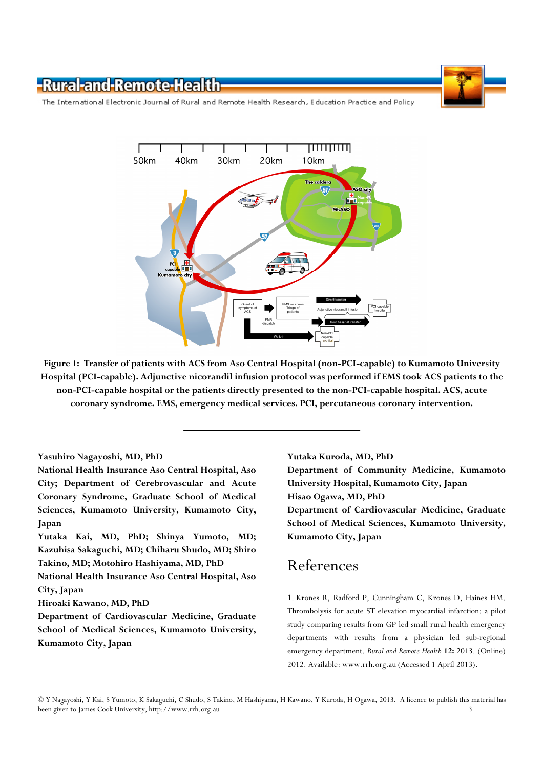**Figure 1: Transfer of patients with ACS from Aso Central Hospital (non-PCI-capable) to Kumamoto University Hospital (PCI-capable). Adjunctive nicorandil infusion protocol was performed if EMS took ACS patients to the non-PCI-capable hospital or the patients directly presented to the non-PCI-capable hospital. ACS, acute coronary syndrome. EMS, emergency medical services. PCI, percutaneous coronary intervention.**

---

**Yasuhiro Nagayoshi, MD, PhD**
**National Health Insurance Aso Central Hospital, Aso City; Department of Cerebrovascular and Acute Coronary Syndrome, Graduate School of Medical Sciences, Kumamoto University, Kumamoto City, Japan**
**Yutaka Kai, MD, PhD; Shinya Yumoto, MD; Kazuhisa Sakaguchi, MD; Chiharu Shudo, MD; Shiro Takino, MD; Motohiro Hashiyama, MD, PhD**
**National Health Insurance Aso Central Hospital, Aso City, Japan**
**Hiroaki Kawano, MD, PhD**
**Department of Cardiovascular Medicine, Graduate School of Medical Sciences, Kumamoto University, Kumamoto City, Japan**
**Yutaka Kuroda, MD, PhD**
**Department of Community Medicine, Kumamoto University Hospital, Kumamoto City, Japan**
**Hisao Ogawa, MD, PhD**
**Department of Cardiovascular Medicine, Graduate School of Medical Sciences, Kumamoto University, Kumamoto City, Japan**

## References

1. Krones R, Radford P, Cunningham C, Krones D, Haines HM. Thrombolysis for acute ST elevation myocardial infarction: a pilot study comparing results from GP led small rural health emergency departments with results from a physician led sub-regional emergency department. *Rural and Remote Health* **12:** 2013. (Online) 2012. Available: www.rrh.org.au (Accessed 1 April 2013).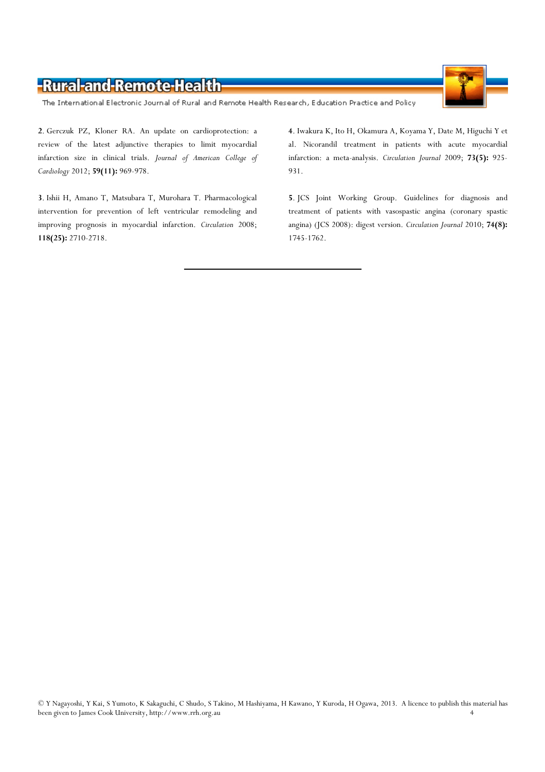**2**. Gerczuk PZ, Kloner RA. An update on cardioprotection: a review of the latest adjunctive therapies to limit myocardial infarction size in clinical trials. *Journal of American College of Cardiology* 2012; **59(11):** 969-978.

**3**. Ishii H, Amano T, Matsubara T, Murohara T. Pharmacological intervention for prevention of left ventricular remodeling and improving prognosis in myocardial infarction. *Circulation* 2008; **118(25):** 2710-2718.

**4**. Iwakura K, Ito H, Okamura A, Koyama Y, Date M, Higuchi Y et al. Nicorandil treatment in patients with acute myocardial infarction: a meta-analysis. *Circulation Journal* 2009; **73(5):** 925-931.

**5**. JCS Joint Working Group. Guidelines for diagnosis and treatment of patients with vasospastic angina (coronary spastic angina) (JCS 2008): digest version. *Circulation Journal* 2010; **74(8):** 1745-1762.

---